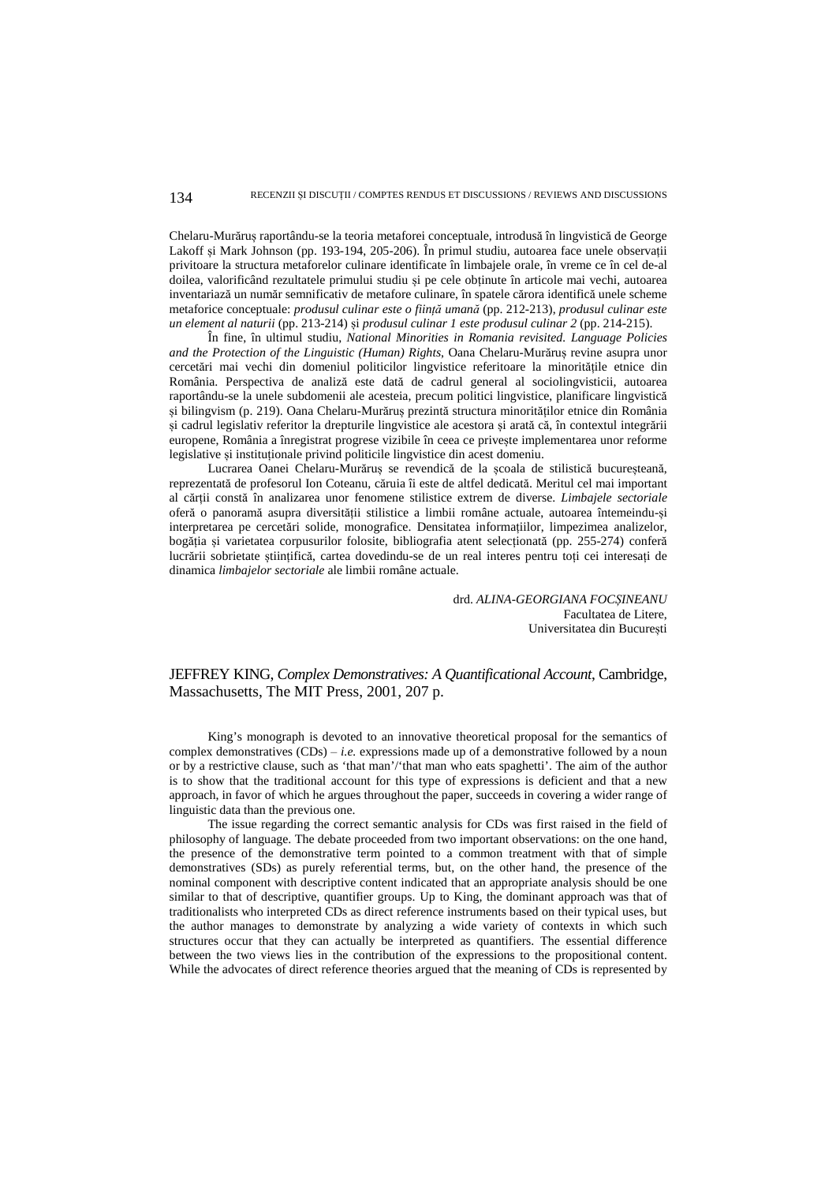Chelaru-Murăruș raportându-se la teoria metaforei conceptuale, introdusă în lingvistică de George Lakoff și Mark Johnson (pp. 193-194, 205-206). În primul studiu, autoarea face unele observații privitoare la structura metaforelor culinare identificate în limbajele orale, în vreme ce în cel de-al doilea, valorificând rezultatele primului studiu și pe cele obținute în articole mai vechi, autoarea inventariază un număr semnificativ de metafore culinare, în spatele cărora identifică unele scheme metaforice conceptuale: *produsul culinar este o ființă umană* (pp. 212-213), *produsul culinar este un element al naturii* (pp. 213-214) și *produsul culinar 1 este produsul culinar 2* (pp. 214-215).

În fine, în ultimul studiu, *National Minorities in Romania revisited. Language Policies and the Protection of the Linguistic (Human) Rights*, Oana Chelaru-Murăruș revine asupra unor cercetări mai vechi din domeniul politicilor lingvistice referitoare la minoritățile etnice din România. Perspectiva de analiză este dată de cadrul general al sociolingvisticii, autoarea raportându-se la unele subdomenii ale acesteia, precum politici lingvistice, planificare lingvistică și bilingvism (p. 219). Oana Chelaru-Murăruș prezintă structura minorităților etnice din România și cadrul legislativ referitor la drepturile lingvistice ale acestora și arată că, în contextul integrării europene, România a înregistrat progrese vizibile în ceea ce privește implementarea unor reforme legislative și instituționale privind politicile lingvistice din acest domeniu.

Lucrarea Oanei Chelaru-Murăruș se revendică de la școala de stilistică bucureșteană, reprezentată de profesorul Ion Coteanu, căruia îi este de altfel dedicată. Meritul cel mai important al cărții constă în analizarea unor fenomene stilistice extrem de diverse. *Limbajele sectoriale* oferă o panoramă asupra diversității stilistice a limbii române actuale, autoarea întemeindu-și interpretarea pe cercetări solide, monografice. Densitatea informațiilor, limpezimea analizelor, bogăția și varietatea corpusurilor folosite, bibliografia atent selecționată (pp. 255-274) conferă lucrării sobrietate științifică, cartea dovedindu-se de un real interes pentru toți cei interesați de dinamica *limbajelor sectoriale* ale limbii române actuale.

drd. *ALINA-GEORGIANA FOCȘINEANU*
Facultatea de Litere,
Universitatea din București

## JEFFREY KING, *Complex Demonstratives: A Quantificational Account*, Cambridge, Massachusetts, The MIT Press, 2001, 207 p.

King's monograph is devoted to an innovative theoretical proposal for the semantics of complex demonstratives (CDs) – *i.e.* expressions made up of a demonstrative followed by a noun or by a restrictive clause, such as 'that man'/'that man who eats spaghetti'. The aim of the author is to show that the traditional account for this type of expressions is deficient and that a new approach, in favor of which he argues throughout the paper, succeeds in covering a wider range of linguistic data than the previous one.

The issue regarding the correct semantic analysis for CDs was first raised in the field of philosophy of language. The debate proceeded from two important observations: on the one hand, the presence of the demonstrative term pointed to a common treatment with that of simple demonstratives (SDs) as purely referential terms, but, on the other hand, the presence of the nominal component with descriptive content indicated that an appropriate analysis should be one similar to that of descriptive, quantifier groups. Up to King, the dominant approach was that of traditionalists who interpreted CDs as direct reference instruments based on their typical uses, but the author manages to demonstrate by analyzing a wide variety of contexts in which such structures occur that they can actually be interpreted as quantifiers. The essential difference between the two views lies in the contribution of the expressions to the propositional content. While the advocates of direct reference theories argued that the meaning of CDs is represented by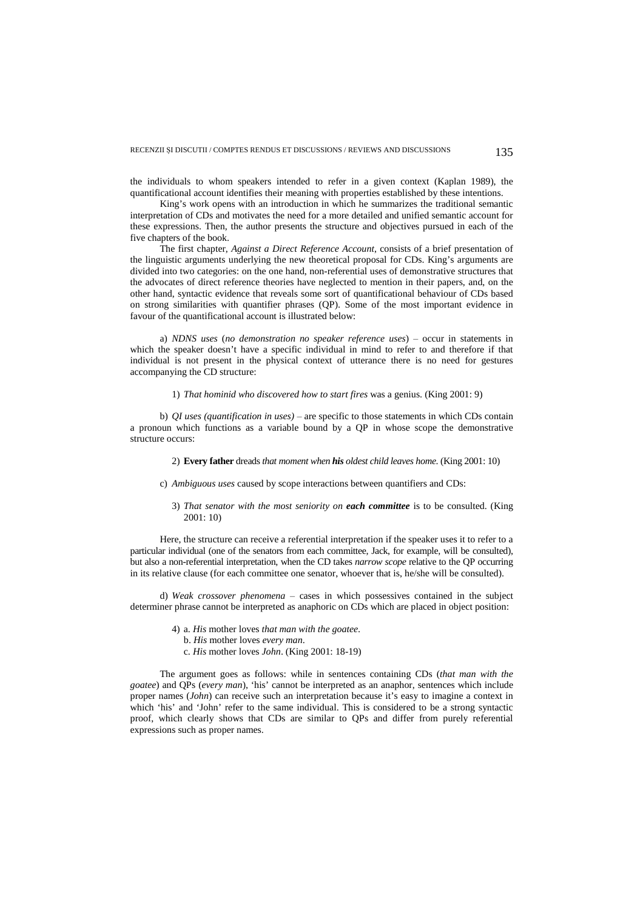the individuals to whom speakers intended to refer in a given context (Kaplan 1989), the quantificational account identifies their meaning with properties established by these intentions.

King's work opens with an introduction in which he summarizes the traditional semantic interpretation of CDs and motivates the need for a more detailed and unified semantic account for these expressions. Then, the author presents the structure and objectives pursued in each of the five chapters of the book.

The first chapter, *Against a Direct Reference Account*, consists of a brief presentation of the linguistic arguments underlying the new theoretical proposal for CDs. King's arguments are divided into two categories: on the one hand, non-referential uses of demonstrative structures that the advocates of direct reference theories have neglected to mention in their papers, and, on the other hand, syntactic evidence that reveals some sort of quantificational behaviour of CDs based on strong similarities with quantifier phrases (QP). Some of the most important evidence in favour of the quantificational account is illustrated below:

a) *NDNS uses* (*no demonstration no speaker reference uses*) – occur in statements in which the speaker doesn't have a specific individual in mind to refer to and therefore if that individual is not present in the physical context of utterance there is no need for gestures accompanying the CD structure:

1) *That hominid who discovered how to start fires* was a genius. (King 2001: 9)

b) *QI uses (quantification in uses)* – are specific to those statements in which CDs contain a pronoun which functions as a variable bound by a QP in whose scope the demonstrative structure occurs:

2) **Every father** dreads *that moment when* ***his*** *oldest child leaves home.* (King 2001: 10)

c) *Ambiguous uses* caused by scope interactions between quantifiers and CDs:

3) *That senator with the most seniority on* ***each committee*** is to be consulted. (King 2001: 10)

Here, the structure can receive a referential interpretation if the speaker uses it to refer to a particular individual (one of the senators from each committee, Jack, for example, will be consulted), but also a non-referential interpretation, when the CD takes *narrow scope* relative to the QP occurring in its relative clause (for each committee one senator, whoever that is, he/she will be consulted).

d) *Weak crossover phenomena* – cases in which possessives contained in the subject determiner phrase cannot be interpreted as anaphoric on CDs which are placed in object position:

4) a. *His* mother loves *that man with the goatee*.
   b. *His* mother loves *every man*.
   c. *His* mother loves *John*. (King 2001: 18-19)

The argument goes as follows: while in sentences containing CDs (*that man with the goatee*) and QPs (*every man*), 'his' cannot be interpreted as an anaphor, sentences which include proper names (*John*) can receive such an interpretation because it's easy to imagine a context in which 'his' and 'John' refer to the same individual. This is considered to be a strong syntactic proof, which clearly shows that CDs are similar to QPs and differ from purely referential expressions such as proper names.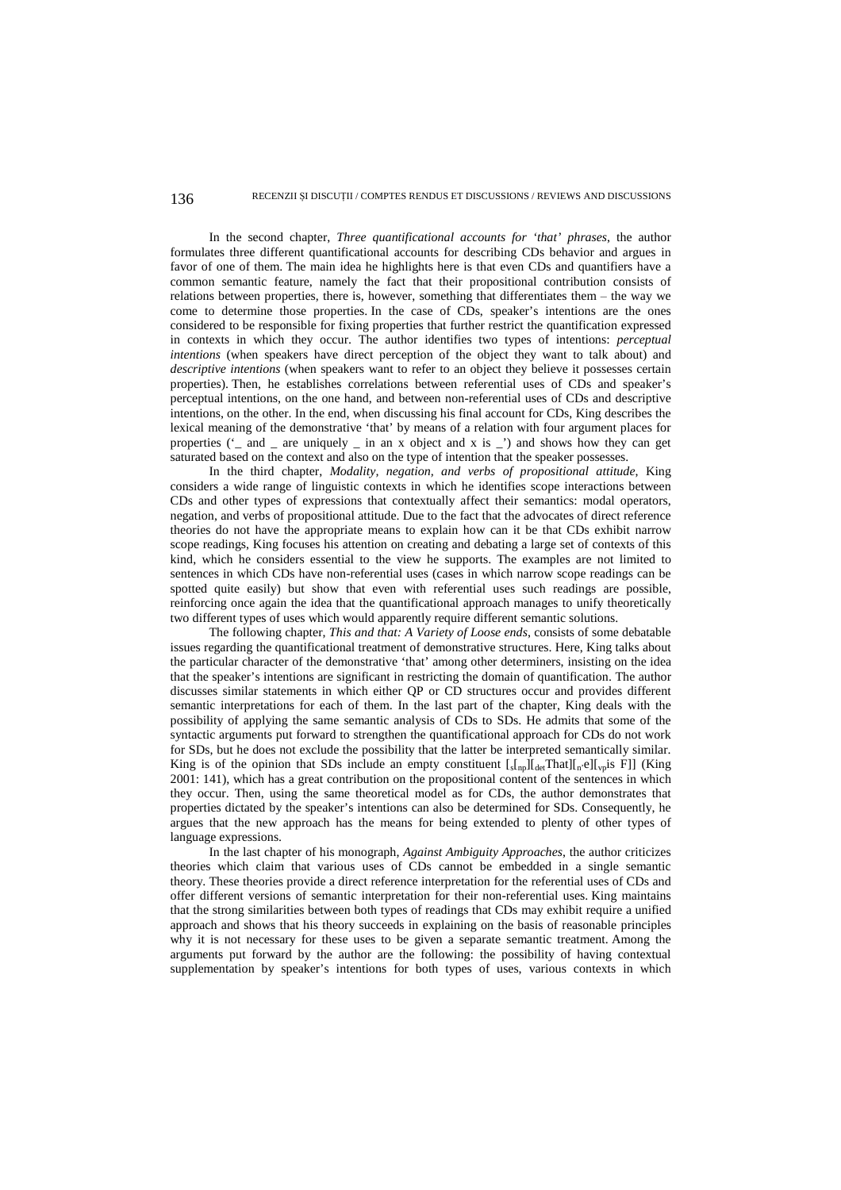In the second chapter, *Three quantificational accounts for 'that' phrases*, the author formulates three different quantificational accounts for describing CDs behavior and argues in favor of one of them. The main idea he highlights here is that even CDs and quantifiers have a common semantic feature, namely the fact that their propositional contribution consists of relations between properties, there is, however, something that differentiates them – the way we come to determine those properties. In the case of CDs, speaker's intentions are the ones considered to be responsible for fixing properties that further restrict the quantification expressed in contexts in which they occur. The author identifies two types of intentions: *perceptual intentions* (when speakers have direct perception of the object they want to talk about) and *descriptive intentions* (when speakers want to refer to an object they believe it possesses certain properties). Then, he establishes correlations between referential uses of CDs and speaker's perceptual intentions, on the one hand, and between non-referential uses of CDs and descriptive intentions, on the other. In the end, when discussing his final account for CDs, King describes the lexical meaning of the demonstrative 'that' by means of a relation with four argument places for properties ('_ and _ are uniquely _ in an x object and x is _') and shows how they can get saturated based on the context and also on the type of intention that the speaker possesses.

In the third chapter, *Modality, negation, and verbs of propositional attitude,* King considers a wide range of linguistic contexts in which he identifies scope interactions between CDs and other types of expressions that contextually affect their semantics: modal operators, negation, and verbs of propositional attitude. Due to the fact that the advocates of direct reference theories do not have the appropriate means to explain how can it be that CDs exhibit narrow scope readings, King focuses his attention on creating and debating a large set of contexts of this kind, which he considers essential to the view he supports. The examples are not limited to sentences in which CDs have non-referential uses (cases in which narrow scope readings can be spotted quite easily) but show that even with referential uses such readings are possible, reinforcing once again the idea that the quantificational approach manages to unify theoretically two different types of uses which would apparently require different semantic solutions.

The following chapter, *This and that: A Variety of Loose ends*, consists of some debatable issues regarding the quantificational treatment of demonstrative structures. Here, King talks about the particular character of the demonstrative 'that' among other determiners, insisting on the idea that the speaker's intentions are significant in restricting the domain of quantification. The author discusses similar statements in which either QP or CD structures occur and provides different semantic interpretations for each of them. In the last part of the chapter, King deals with the possibility of applying the same semantic analysis of CDs to SDs. He admits that some of the syntactic arguments put forward to strengthen the quantificational approach for CDs do not work for SDs, but he does not exclude the possibility that the latter be interpreted semantically similar. King is of the opinion that SDs include an empty constituent $[_s[_{np}][_{det}\text{That}][_{n'}e][_{vp}\text{is F}]]$ (King 2001: 141), which has a great contribution on the propositional content of the sentences in which they occur. Then, using the same theoretical model as for CDs, the author demonstrates that properties dictated by the speaker's intentions can also be determined for SDs. Consequently, he argues that the new approach has the means for being extended to plenty of other types of language expressions.

In the last chapter of his monograph, *Against Ambiguity Approaches*, the author criticizes theories which claim that various uses of CDs cannot be embedded in a single semantic theory. These theories provide a direct reference interpretation for the referential uses of CDs and offer different versions of semantic interpretation for their non-referential uses. King maintains that the strong similarities between both types of readings that CDs may exhibit require a unified approach and shows that his theory succeeds in explaining on the basis of reasonable principles why it is not necessary for these uses to be given a separate semantic treatment. Among the arguments put forward by the author are the following: the possibility of having contextual supplementation by speaker's intentions for both types of uses, various contexts in which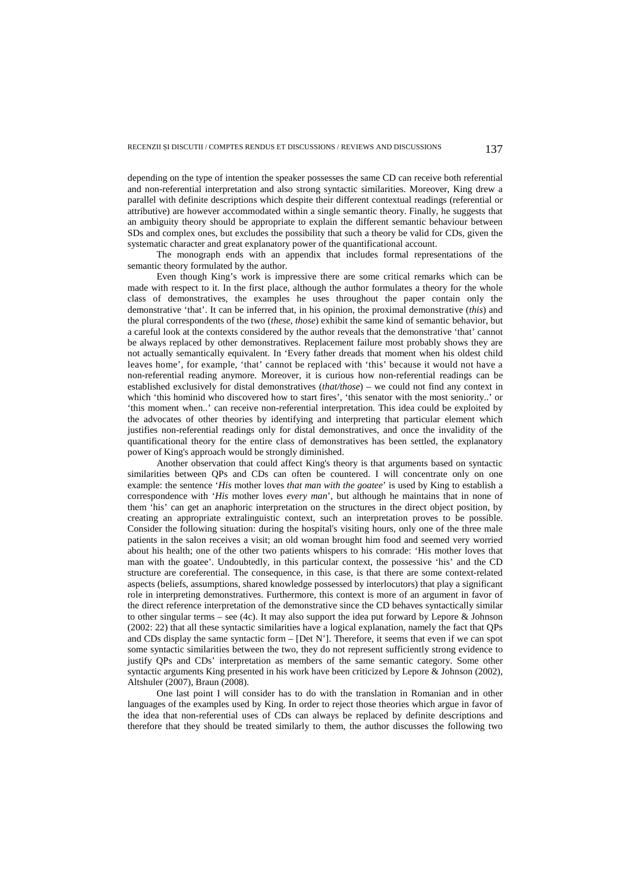depending on the type of intention the speaker possesses the same CD can receive both referential and non-referential interpretation and also strong syntactic similarities. Moreover, King drew a parallel with definite descriptions which despite their different contextual readings (referential or attributive) are however accommodated within a single semantic theory. Finally, he suggests that an ambiguity theory should be appropriate to explain the different semantic behaviour between SDs and complex ones, but excludes the possibility that such a theory be valid for CDs, given the systematic character and great explanatory power of the quantificational account.

The monograph ends with an appendix that includes formal representations of the semantic theory formulated by the author.

Even though King's work is impressive there are some critical remarks which can be made with respect to it. In the first place, although the author formulates a theory for the whole class of demonstratives, the examples he uses throughout the paper contain only the demonstrative 'that'. It can be inferred that, in his opinion, the proximal demonstrative (*this*) and the plural correspondents of the two (*these, those*) exhibit the same kind of semantic behavior, but a careful look at the contexts considered by the author reveals that the demonstrative 'that' cannot be always replaced by other demonstratives. Replacement failure most probably shows they are not actually semantically equivalent. In 'Every father dreads that moment when his oldest child leaves home', for example, 'that' cannot be replaced with 'this' because it would not have a non-referential reading anymore. Moreover, it is curious how non-referential readings can be established exclusively for distal demonstratives (*that/those*) – we could not find any context in which 'this hominid who discovered how to start fires', 'this senator with the most seniority..' or 'this moment when..' can receive non-referential interpretation. This idea could be exploited by the advocates of other theories by identifying and interpreting that particular element which justifies non-referential readings only for distal demonstratives, and once the invalidity of the quantificational theory for the entire class of demonstratives has been settled, the explanatory power of King's approach would be strongly diminished.

Another observation that could affect King's theory is that arguments based on syntactic similarities between QPs and CDs can often be countered. I will concentrate only on one example: the sentence '*His* mother loves *that man with the goatee*' is used by King to establish a correspondence with '*His* mother loves *every man*', but although he maintains that in none of them 'his' can get an anaphoric interpretation on the structures in the direct object position, by creating an appropriate extralinguistic context, such an interpretation proves to be possible. Consider the following situation: during the hospital's visiting hours, only one of the three male patients in the salon receives a visit; an old woman brought him food and seemed very worried about his health; one of the other two patients whispers to his comrade: 'His mother loves that man with the goatee'. Undoubtedly, in this particular context, the possessive 'his' and the CD structure are coreferential. The consequence, in this case, is that there are some context-related aspects (beliefs, assumptions, shared knowledge possessed by interlocutors) that play a significant role in interpreting demonstratives. Furthermore, this context is more of an argument in favor of the direct reference interpretation of the demonstrative since the CD behaves syntactically similar to other singular terms – see (4c). It may also support the idea put forward by Lepore & Johnson (2002: 22) that all these syntactic similarities have a logical explanation, namely the fact that QPs and CDs display the same syntactic form – [Det N']. Therefore, it seems that even if we can spot some syntactic similarities between the two, they do not represent sufficiently strong evidence to justify QPs and CDs' interpretation as members of the same semantic category. Some other syntactic arguments King presented in his work have been criticized by Lepore & Johnson (2002), Altshuler (2007), Braun (2008).

One last point I will consider has to do with the translation in Romanian and in other languages of the examples used by King. In order to reject those theories which argue in favor of the idea that non-referential uses of CDs can always be replaced by definite descriptions and therefore that they should be treated similarly to them, the author discusses the following two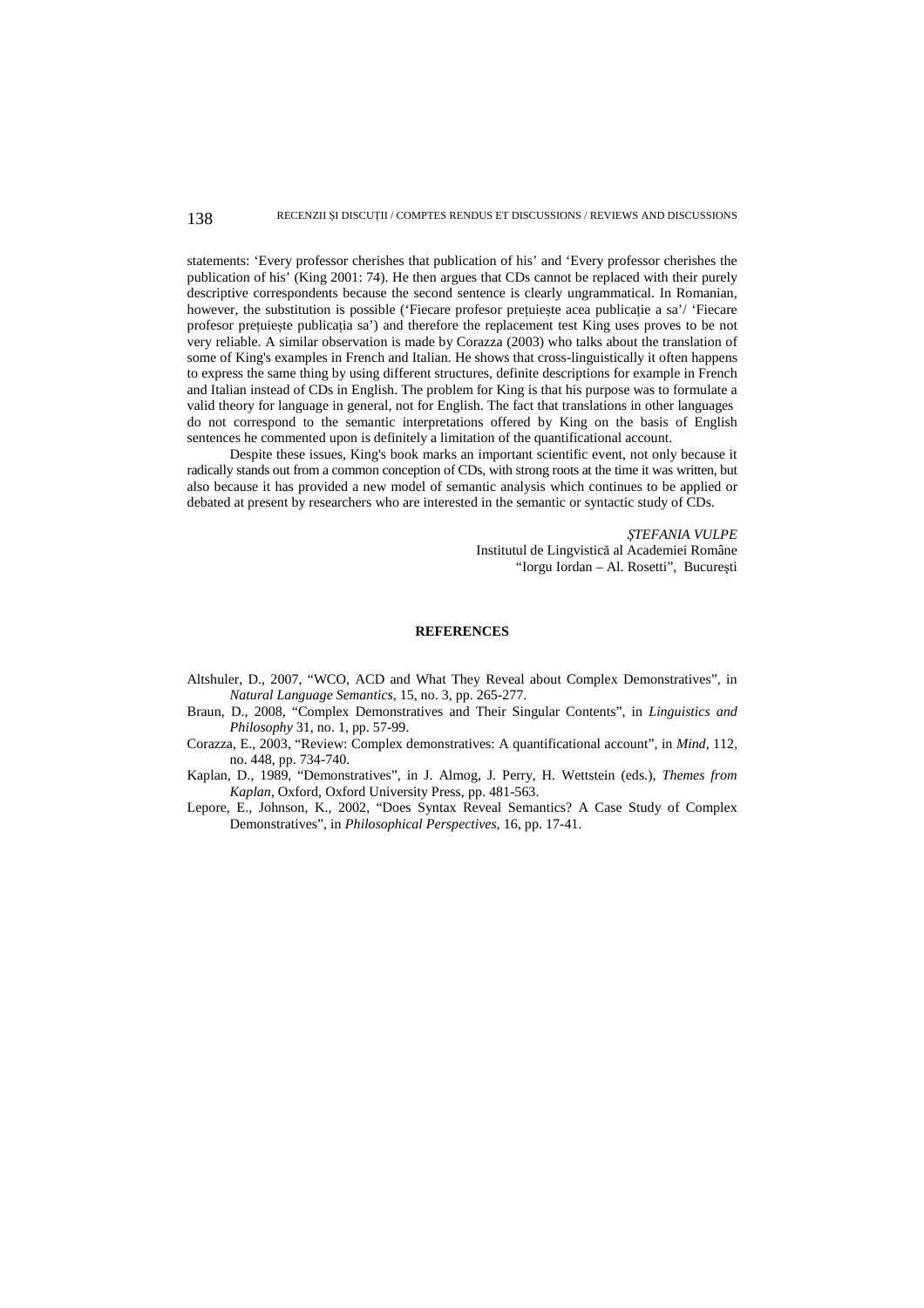statements: 'Every professor cherishes that publication of his' and 'Every professor cherishes the publication of his' (King 2001: 74). He then argues that CDs cannot be replaced with their purely descriptive correspondents because the second sentence is clearly ungrammatical. In Romanian, however, the substitution is possible ('Fiecare profesor prețuiește acea publicație a sa'/ 'Fiecare profesor prețuiește publicația sa') and therefore the replacement test King uses proves to be not very reliable. A similar observation is made by Corazza (2003) who talks about the translation of some of King's examples in French and Italian. He shows that cross-linguistically it often happens to express the same thing by using different structures, definite descriptions for example in French and Italian instead of CDs in English. The problem for King is that his purpose was to formulate a valid theory for language in general, not for English. The fact that translations in other languages do not correspond to the semantic interpretations offered by King on the basis of English sentences he commented upon is definitely a limitation of the quantificational account.

Despite these issues, King's book marks an important scientific event, not only because it radically stands out from a common conception of CDs, with strong roots at the time it was written, but also because it has provided a new model of semantic analysis which continues to be applied or debated at present by researchers who are interested in the semantic or syntactic study of CDs.

*ȘTEFANIA VULPE*
Institutul de Lingvistică al Academiei Române
"Iorgu Iordan – Al. Rosetti", București

**REFERENCES**

Altshuler, D., 2007, "WCO, ACD and What They Reveal about Complex Demonstratives", in *Natural Language Semantics*, 15, no. 3, pp. 265-277.

Braun, D., 2008, "Complex Demonstratives and Their Singular Contents", in *Linguistics and Philosophy* 31, no. 1, pp. 57-99.

Corazza, E., 2003, "Review: Complex demonstratives: A quantificational account", in *Mind*, 112, no. 448, pp. 734-740.

Kaplan, D., 1989, "Demonstratives", in J. Almog, J. Perry, H. Wettstein (eds.), *Themes from Kaplan*, Oxford, Oxford University Press, pp. 481-563.

Lepore, E., Johnson, K., 2002, "Does Syntax Reveal Semantics? A Case Study of Complex Demonstratives", in *Philosophical Perspectives*, 16, pp. 17-41.